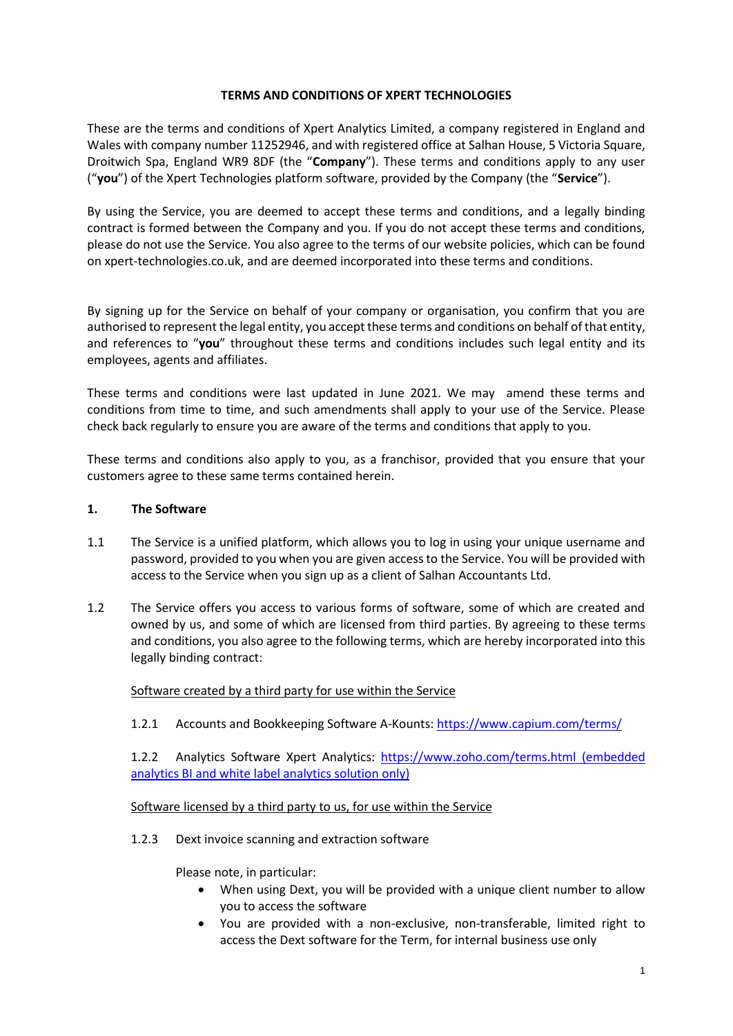# TERMS AND CONDITIONS OF XPERT TECHNOLOGIES

These are the terms and conditions of Xpert Analytics Limited, a company registered in England and Wales with company number 11252946, and with registered office at Salhan House, 5 Victoria Square, Droitwich Spa, England WR9 8DF (the "**Company**"). These terms and conditions apply to any user ("**you**") of the Xpert Technologies platform software, provided by the Company (the "**Service**").

By using the Service, you are deemed to accept these terms and conditions, and a legally binding contract is formed between the Company and you. If you do not accept these terms and conditions, please do not use the Service. You also agree to the terms of our website policies, which can be found on xpert-technologies.co.uk, and are deemed incorporated into these terms and conditions.

By signing up for the Service on behalf of your company or organisation, you confirm that you are authorised to represent the legal entity, you accept these terms and conditions on behalf of that entity, and references to "**you**" throughout these terms and conditions includes such legal entity and its employees, agents and affiliates.

These terms and conditions were last updated in June 2021. We may amend these terms and conditions from time to time, and such amendments shall apply to your use of the Service. Please check back regularly to ensure you are aware of the terms and conditions that apply to you.

These terms and conditions also apply to you, as a franchisor, provided that you ensure that your customers agree to these same terms contained herein.

## 1. The Software

1.1 The Service is a unified platform, which allows you to log in using your unique username and password, provided to you when you are given access to the Service. You will be provided with access to the Service when you sign up as a client of Salhan Accountants Ltd.

1.2 The Service offers you access to various forms of software, some of which are created and owned by us, and some of which are licensed from third parties. By agreeing to these terms and conditions, you also agree to the following terms, which are hereby incorporated into this legally binding contract:

<u>Software created by a third party for use within the Service</u>

1.2.1 Accounts and Bookkeeping Software A-Kounts: https://www.capium.com/terms/

1.2.2 Analytics Software Xpert Analytics: https://www.zoho.com/terms.html (embedded analytics BI and white label analytics solution only)

<u>Software licensed by a third party to us, for use within the Service</u>

1.2.3 Dext invoice scanning and extraction software

Please note, in particular:

- When using Dext, you will be provided with a unique client number to allow you to access the software
- You are provided with a non-exclusive, non-transferable, limited right to access the Dext software for the Term, for internal business use only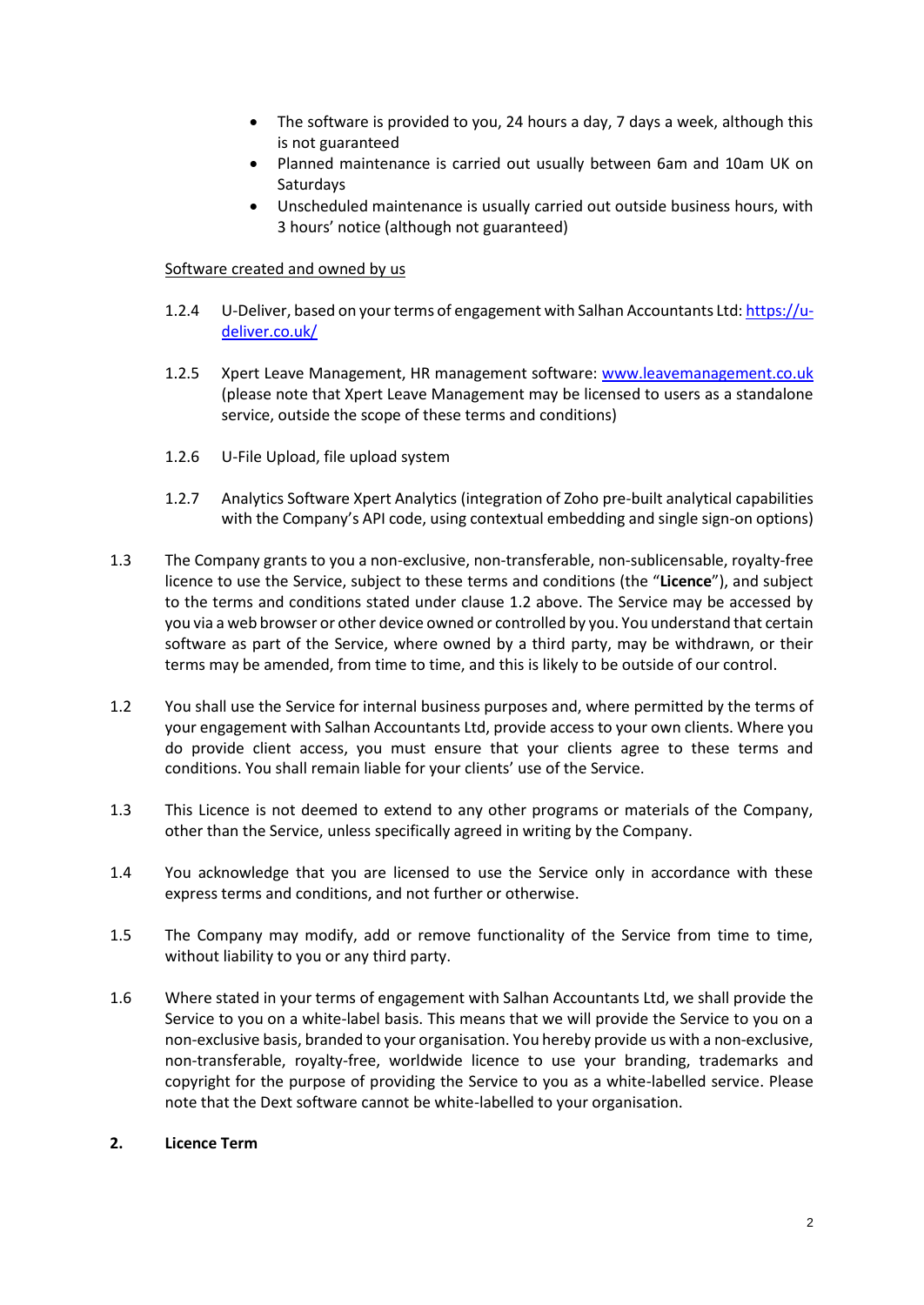- The software is provided to you, 24 hours a day, 7 days a week, although this is not guaranteed
- Planned maintenance is carried out usually between 6am and 10am UK on Saturdays
- Unscheduled maintenance is usually carried out outside business hours, with 3 hours' notice (although not guaranteed)

Software created and owned by us

1.2.4 U-Deliver, based on your terms of engagement with Salhan Accountants Ltd: [https://u-deliver.co.uk/](https://u-deliver.co.uk/)

1.2.5 Xpert Leave Management, HR management software: [www.leavemanagement.co.uk](www.leavemanagement.co.uk) (please note that Xpert Leave Management may be licensed to users as a standalone service, outside the scope of these terms and conditions)

1.2.6 U-File Upload, file upload system

1.2.7 Analytics Software Xpert Analytics (integration of Zoho pre-built analytical capabilities with the Company's API code, using contextual embedding and single sign-on options)

1.3 The Company grants to you a non-exclusive, non-transferable, non-sublicensable, royalty-free licence to use the Service, subject to these terms and conditions (the "**Licence**"), and subject to the terms and conditions stated under clause 1.2 above. The Service may be accessed by you via a web browser or other device owned or controlled by you. You understand that certain software as part of the Service, where owned by a third party, may be withdrawn, or their terms may be amended, from time to time, and this is likely to be outside of our control.

1.2 You shall use the Service for internal business purposes and, where permitted by the terms of your engagement with Salhan Accountants Ltd, provide access to your own clients. Where you do provide client access, you must ensure that your clients agree to these terms and conditions. You shall remain liable for your clients' use of the Service.

1.3 This Licence is not deemed to extend to any other programs or materials of the Company, other than the Service, unless specifically agreed in writing by the Company.

1.4 You acknowledge that you are licensed to use the Service only in accordance with these express terms and conditions, and not further or otherwise.

1.5 The Company may modify, add or remove functionality of the Service from time to time, without liability to you or any third party.

1.6 Where stated in your terms of engagement with Salhan Accountants Ltd, we shall provide the Service to you on a white-label basis. This means that we will provide the Service to you on a non-exclusive basis, branded to your organisation. You hereby provide us with a non-exclusive, non-transferable, royalty-free, worldwide licence to use your branding, trademarks and copyright for the purpose of providing the Service to you as a white-labelled service. Please note that the Dext software cannot be white-labelled to your organisation.

## 2. Licence Term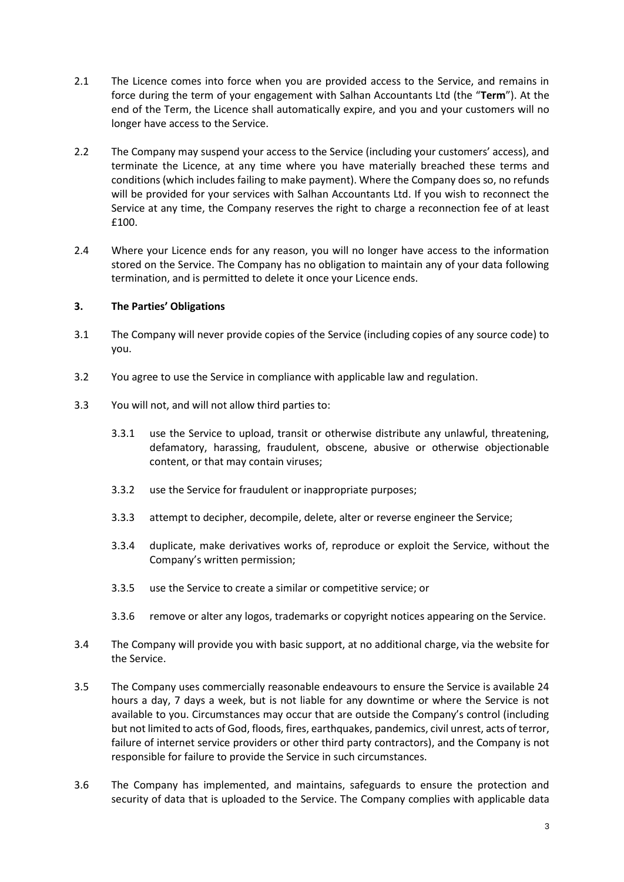2.1 The Licence comes into force when you are provided access to the Service, and remains in force during the term of your engagement with Salhan Accountants Ltd (the "**Term**"). At the end of the Term, the Licence shall automatically expire, and you and your customers will no longer have access to the Service.

2.2 The Company may suspend your access to the Service (including your customers' access), and terminate the Licence, at any time where you have materially breached these terms and conditions (which includes failing to make payment). Where the Company does so, no refunds will be provided for your services with Salhan Accountants Ltd. If you wish to reconnect the Service at any time, the Company reserves the right to charge a reconnection fee of at least £100.

2.4 Where your Licence ends for any reason, you will no longer have access to the information stored on the Service. The Company has no obligation to maintain any of your data following termination, and is permitted to delete it once your Licence ends.

## 3. The Parties' Obligations

3.1 The Company will never provide copies of the Service (including copies of any source code) to you.

3.2 You agree to use the Service in compliance with applicable law and regulation.

3.3 You will not, and will not allow third parties to:

- 3.3.1 use the Service to upload, transit or otherwise distribute any unlawful, threatening, defamatory, harassing, fraudulent, obscene, abusive or otherwise objectionable content, or that may contain viruses;
- 3.3.2 use the Service for fraudulent or inappropriate purposes;
- 3.3.3 attempt to decipher, decompile, delete, alter or reverse engineer the Service;
- 3.3.4 duplicate, make derivatives works of, reproduce or exploit the Service, without the Company's written permission;
- 3.3.5 use the Service to create a similar or competitive service; or
- 3.3.6 remove or alter any logos, trademarks or copyright notices appearing on the Service.

3.4 The Company will provide you with basic support, at no additional charge, via the website for the Service.

3.5 The Company uses commercially reasonable endeavours to ensure the Service is available 24 hours a day, 7 days a week, but is not liable for any downtime or where the Service is not available to you. Circumstances may occur that are outside the Company's control (including but not limited to acts of God, floods, fires, earthquakes, pandemics, civil unrest, acts of terror, failure of internet service providers or other third party contractors), and the Company is not responsible for failure to provide the Service in such circumstances.

3.6 The Company has implemented, and maintains, safeguards to ensure the protection and security of data that is uploaded to the Service. The Company complies with applicable data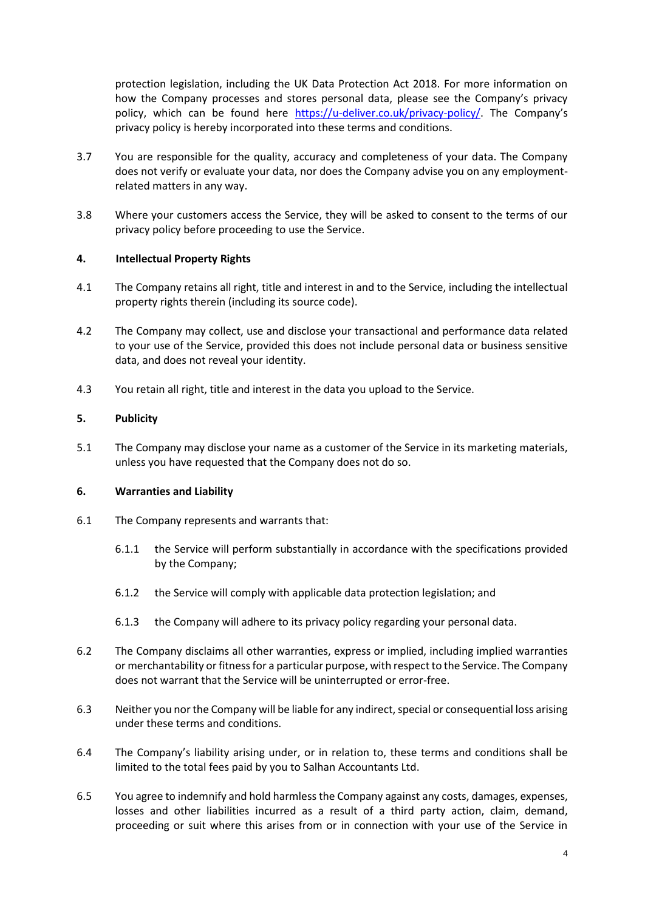protection legislation, including the UK Data Protection Act 2018. For more information on how the Company processes and stores personal data, please see the Company's privacy policy, which can be found here [https://u-deliver.co.uk/privacy-policy/](https://u-deliver.co.uk/privacy-policy/). The Company's privacy policy is hereby incorporated into these terms and conditions.

3.7 You are responsible for the quality, accuracy and completeness of your data. The Company does not verify or evaluate your data, nor does the Company advise you on any employment-related matters in any way.

3.8 Where your customers access the Service, they will be asked to consent to the terms of our privacy policy before proceeding to use the Service.

## 4. Intellectual Property Rights

4.1 The Company retains all right, title and interest in and to the Service, including the intellectual property rights therein (including its source code).

4.2 The Company may collect, use and disclose your transactional and performance data related to your use of the Service, provided this does not include personal data or business sensitive data, and does not reveal your identity.

4.3 You retain all right, title and interest in the data you upload to the Service.

## 5. Publicity

5.1 The Company may disclose your name as a customer of the Service in its marketing materials, unless you have requested that the Company does not do so.

## 6. Warranties and Liability

6.1 The Company represents and warrants that:

6.1.1 the Service will perform substantially in accordance with the specifications provided by the Company;

6.1.2 the Service will comply with applicable data protection legislation; and

6.1.3 the Company will adhere to its privacy policy regarding your personal data.

6.2 The Company disclaims all other warranties, express or implied, including implied warranties or merchantability or fitness for a particular purpose, with respect to the Service. The Company does not warrant that the Service will be uninterrupted or error-free.

6.3 Neither you nor the Company will be liable for any indirect, special or consequential loss arising under these terms and conditions.

6.4 The Company's liability arising under, or in relation to, these terms and conditions shall be limited to the total fees paid by you to Salhan Accountants Ltd.

6.5 You agree to indemnify and hold harmless the Company against any costs, damages, expenses, losses and other liabilities incurred as a result of a third party action, claim, demand, proceeding or suit where this arises from or in connection with your use of the Service in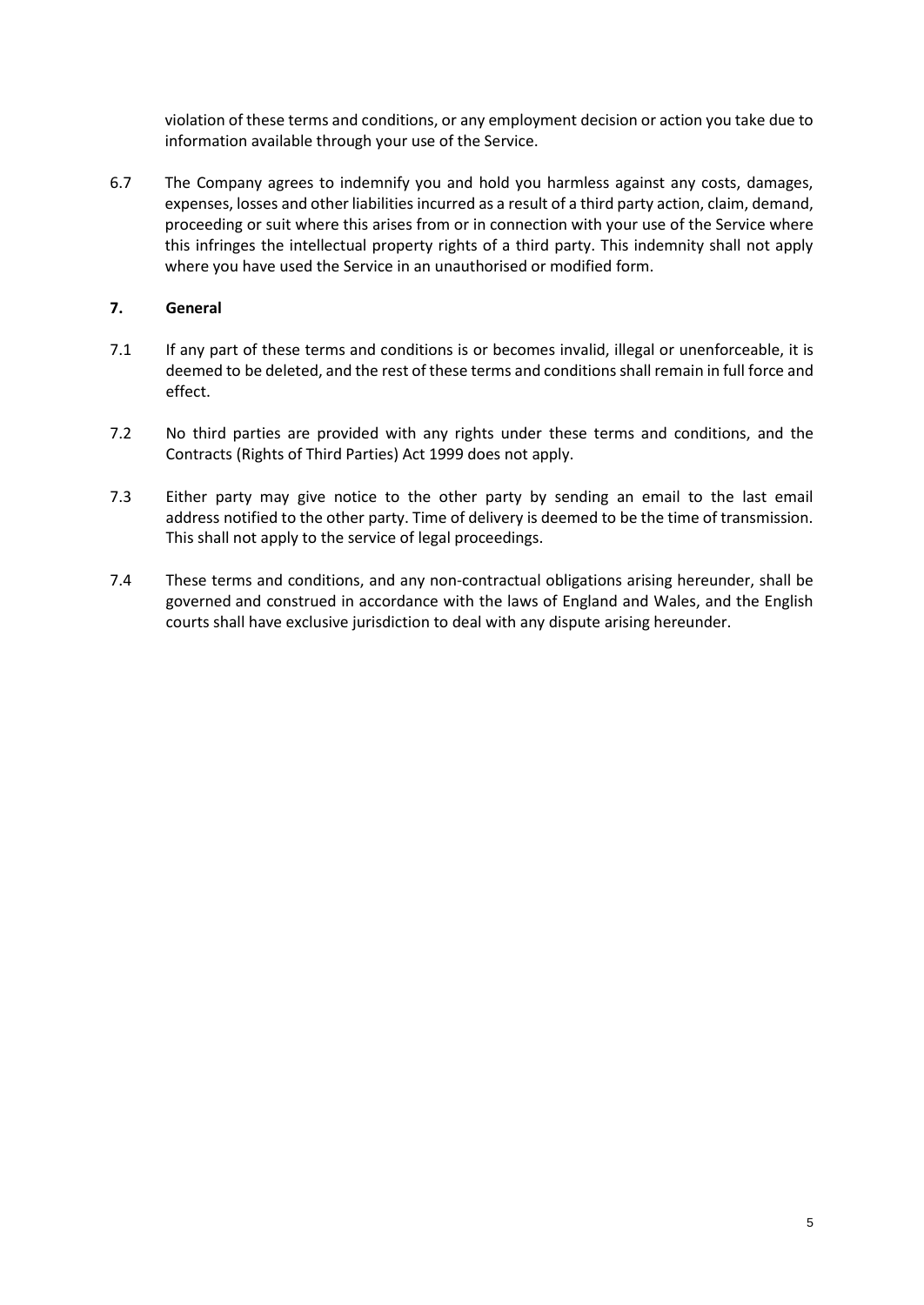violation of these terms and conditions, or any employment decision or action you take due to information available through your use of the Service.

6.7 The Company agrees to indemnify you and hold you harmless against any costs, damages, expenses, losses and other liabilities incurred as a result of a third party action, claim, demand, proceeding or suit where this arises from or in connection with your use of the Service where this infringes the intellectual property rights of a third party. This indemnity shall not apply where you have used the Service in an unauthorised or modified form.

## 7. General

7.1 If any part of these terms and conditions is or becomes invalid, illegal or unenforceable, it is deemed to be deleted, and the rest of these terms and conditions shall remain in full force and effect.

7.2 No third parties are provided with any rights under these terms and conditions, and the Contracts (Rights of Third Parties) Act 1999 does not apply.

7.3 Either party may give notice to the other party by sending an email to the last email address notified to the other party. Time of delivery is deemed to be the time of transmission. This shall not apply to the service of legal proceedings.

7.4 These terms and conditions, and any non-contractual obligations arising hereunder, shall be governed and construed in accordance with the laws of England and Wales, and the English courts shall have exclusive jurisdiction to deal with any dispute arising hereunder.